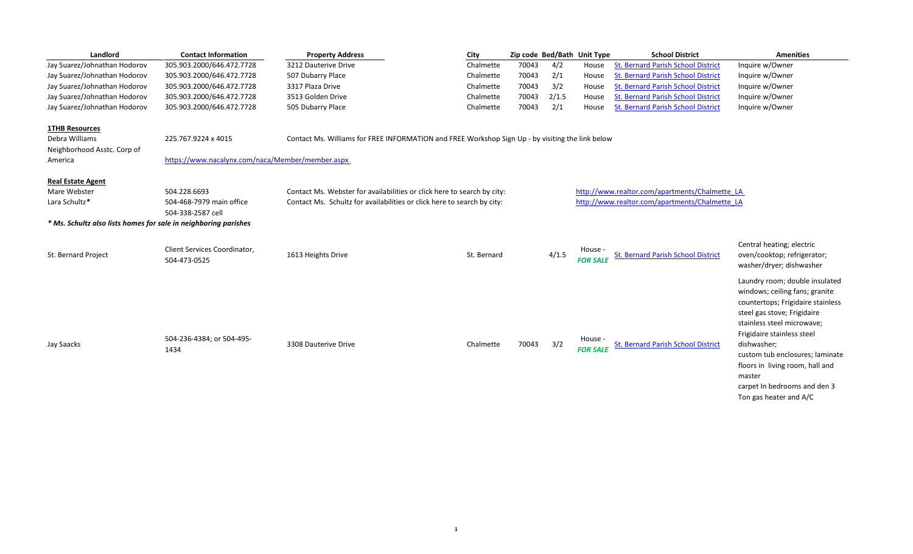| Landlord | Contact Information | Property Address | City | Zip code | Bed/Bath | Unit Type | School District | Amenities |
|---|---|---|---|---|---|---|---|---|
| Jay Suarez/Johnathan Hodorov | 305.903.2000/646.472.7728 | 3212 Dauterive Drive | Chalmette | 70043 | 4/2 | House | St. Bernard Parish School District | Inquire w/Owner |
| Jay Suarez/Johnathan Hodorov | 305.903.2000/646.472.7728 | 507 Dubarry Place | Chalmette | 70043 | 2/1 | House | St. Bernard Parish School District | Inquire w/Owner |
| Jay Suarez/Johnathan Hodorov | 305.903.2000/646.472.7728 | 3317 Plaza Drive | Chalmette | 70043 | 3/2 | House | St. Bernard Parish School District | Inquire w/Owner |
| Jay Suarez/Johnathan Hodorov | 305.903.2000/646.472.7728 | 3513 Golden Drive | Chalmette | 70043 | 2/1.5 | House | St. Bernard Parish School District | Inquire w/Owner |
| Jay Suarez/Johnathan Hodorov | 305.903.2000/646.472.7728 | 505 Dubarry Place | Chalmette | 70043 | 2/1 | House | St. Bernard Parish School District | Inquire w/Owner |
| **1THB Resources** | | | | | | | | |
| Debra Williams | 225.767.9224 x 4015 | Contact Ms. Williams for FREE INFORMATION and FREE Workshop Sign Up - by visiting the link below | | | | | | |
| Neighborhood Asstc. Corp of America | https://www.nacalynx.com/naca/Member/member.aspx | | | | | | | |
| **Real Estate Agent** | | | | | | | | |
| Mare Webster | 504.228.6693 | Contact Ms. Webster for availabilities or click here to search by city: | | | | http://www.realtor.com/apartments/Chalmette_LA | | |
| Lara Schultz* | 504-468-7979 main office<br>504-338-2587 cell | Contact Ms. Schultz for availabilities or click here to search by city: | | | | http://www.realtor.com/apartments/Chalmette_LA | | |
| ***\* Ms. Schultz also lists homes for sale in neighboring parishes*** | | | | | | | | |
| St. Bernard Project | Client Services Coordinator, 504-473-0525 | 1613 Heights Drive | St. Bernard | | 4/1.5 | House - ***FOR SALE*** | St. Bernard Parish School District | Central heating; electric oven/cooktop; refrigerator; washer/dryer; dishwasher |
| Jay Saacks | 504-236-4384; or 504-495-1434 | 3308 Dauterive Drive | Chalmette | 70043 | 3/2 | House - ***FOR SALE*** | St. Bernard Parish School District | Laundry room; double insulated windows; ceiling fans; granite countertops; Frigidaire stainless steel gas stove; Frigidaire stainless steel microwave; Frigidaire stainless steel dishwasher; custom tub enclosures; laminate floors in living room, hall and master carpet In bedrooms and den 3 Ton gas heater and A/C |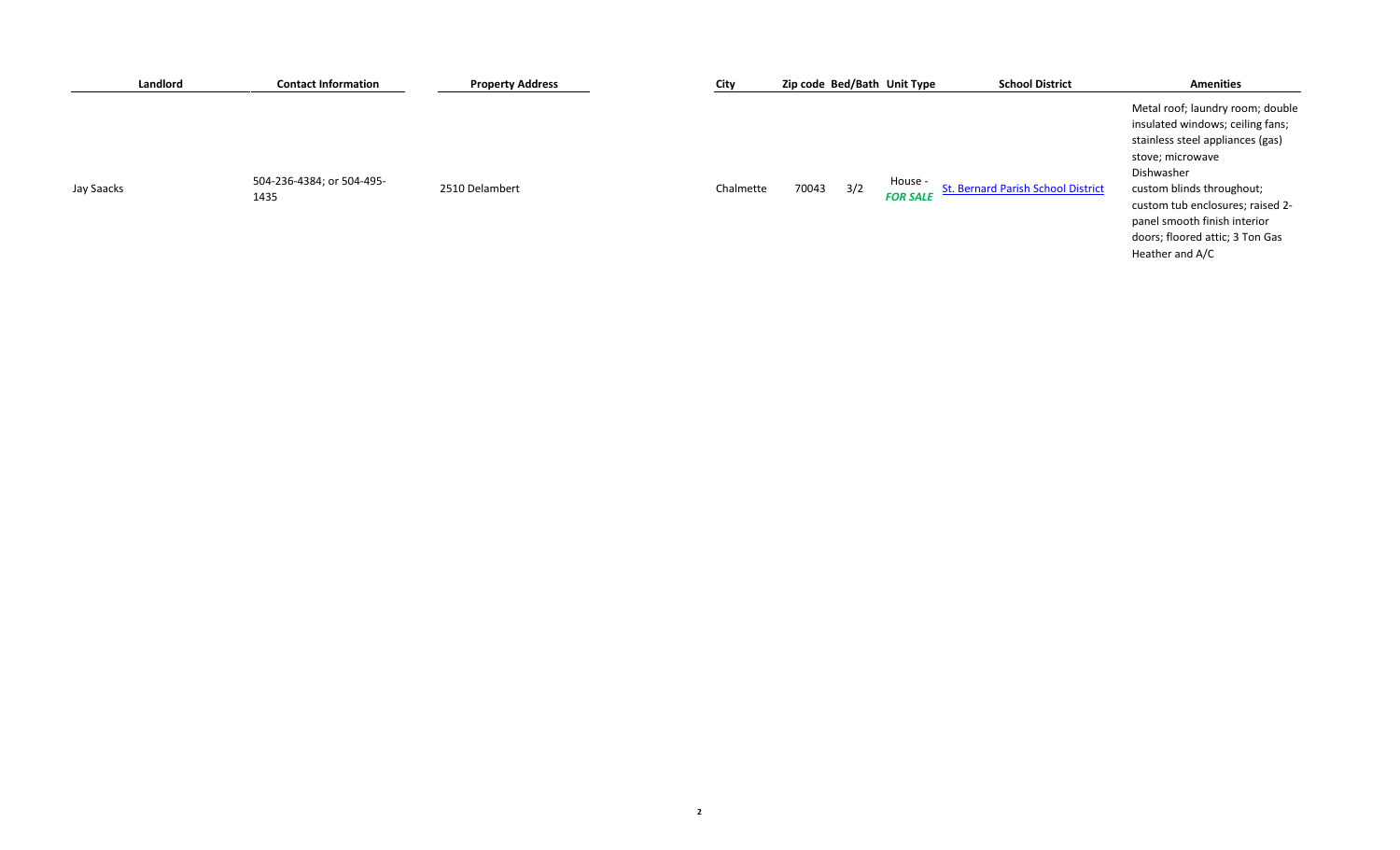| Landlord | Contact Information | Property Address | City | Zip code | Bed/Bath | Unit Type | School District | Amenities |
|---|---|---|---|---|---|---|---|---|
| Jay Saacks | 504-236-4384; or 504-495-1435 | 2510 Delambert | Chalmette | 70043 | 3/2 | House - ***FOR SALE*** | St. Bernard Parish School District | Metal roof; laundry room; double insulated windows; ceiling fans; stainless steel appliances (gas) stove; microwave Dishwasher custom blinds throughout; custom tub enclosures; raised 2-panel smooth finish interior doors; floored attic; 3 Ton Gas Heather and A/C |